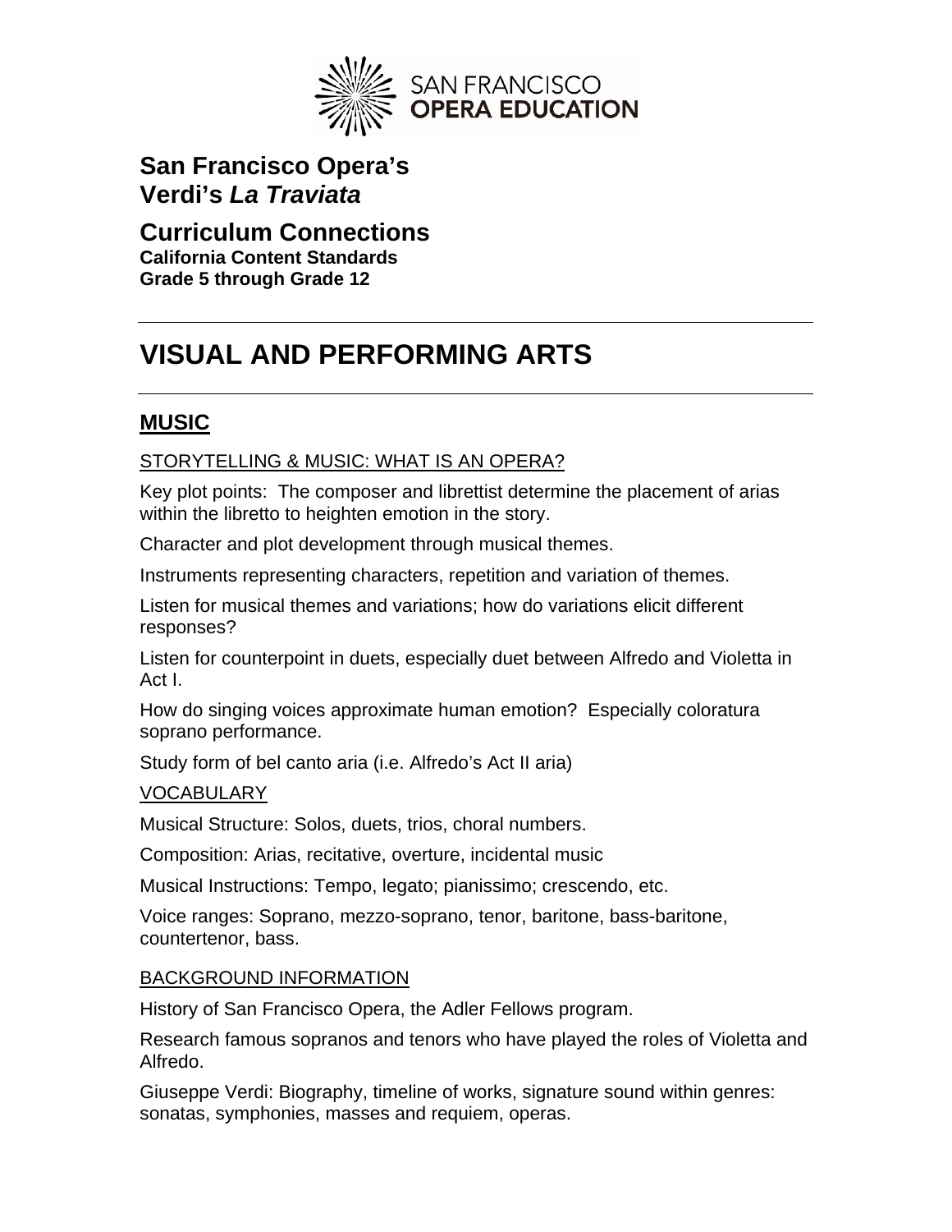SAN FRANCISCO OPERA EDUCATION

## San Francisco Opera's
## Verdi's *La Traviata*

## Curriculum Connections
**California Content Standards**
**Grade 5 through Grade 12**

---

# VISUAL AND PERFORMING ARTS

---

## MUSIC

### STORYTELLING & MUSIC: WHAT IS AN OPERA?

Key plot points: The composer and librettist determine the placement of arias within the libretto to heighten emotion in the story.

Character and plot development through musical themes.

Instruments representing characters, repetition and variation of themes.

Listen for musical themes and variations; how do variations elicit different responses?

Listen for counterpoint in duets, especially duet between Alfredo and Violetta in Act I.

How do singing voices approximate human emotion? Especially coloratura soprano performance.

Study form of bel canto aria (i.e. Alfredo's Act II aria)

### VOCABULARY

Musical Structure: Solos, duets, trios, choral numbers.

Composition: Arias, recitative, overture, incidental music

Musical Instructions: Tempo, legato; pianissimo; crescendo, etc.

Voice ranges: Soprano, mezzo-soprano, tenor, baritone, bass-baritone, countertenor, bass.

### BACKGROUND INFORMATION

History of San Francisco Opera, the Adler Fellows program.

Research famous sopranos and tenors who have played the roles of Violetta and Alfredo.

Giuseppe Verdi: Biography, timeline of works, signature sound within genres: sonatas, symphonies, masses and requiem, operas.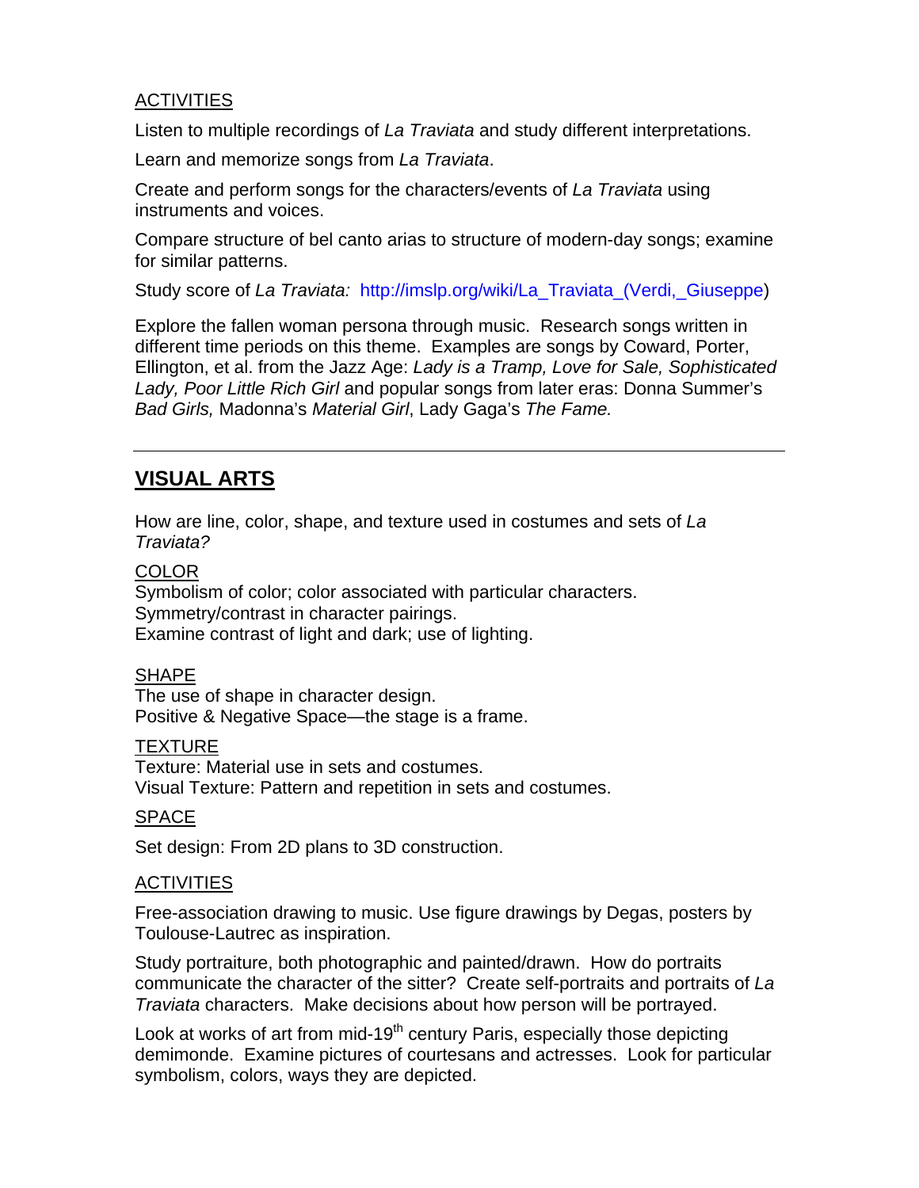ACTIVITIES

Listen to multiple recordings of *La Traviata* and study different interpretations.

Learn and memorize songs from *La Traviata*.

Create and perform songs for the characters/events of *La Traviata* using instruments and voices.

Compare structure of bel canto arias to structure of modern-day songs; examine for similar patterns.

Study score of *La Traviata:* http://imslp.org/wiki/La_Traviata_(Verdi,_Giuseppe)

Explore the fallen woman persona through music. Research songs written in different time periods on this theme. Examples are songs by Coward, Porter, Ellington, et al. from the Jazz Age: *Lady is a Tramp, Love for Sale, Sophisticated Lady, Poor Little Rich Girl* and popular songs from later eras: Donna Summer's *Bad Girls,* Madonna's *Material Girl*, Lady Gaga's *The Fame.*

---

## VISUAL ARTS

How are line, color, shape, and texture used in costumes and sets of *La Traviata?*

COLOR

Symbolism of color; color associated with particular characters.
Symmetry/contrast in character pairings.
Examine contrast of light and dark; use of lighting.

SHAPE

The use of shape in character design.
Positive & Negative Space—the stage is a frame.

TEXTURE

Texture: Material use in sets and costumes.
Visual Texture: Pattern and repetition in sets and costumes.

SPACE

Set design: From 2D plans to 3D construction.

ACTIVITIES

Free-association drawing to music. Use figure drawings by Degas, posters by Toulouse-Lautrec as inspiration.

Study portraiture, both photographic and painted/drawn. How do portraits communicate the character of the sitter? Create self-portraits and portraits of *La Traviata* characters. Make decisions about how person will be portrayed.

Look at works of art from mid-19th century Paris, especially those depicting demimonde. Examine pictures of courtesans and actresses. Look for particular symbolism, colors, ways they are depicted.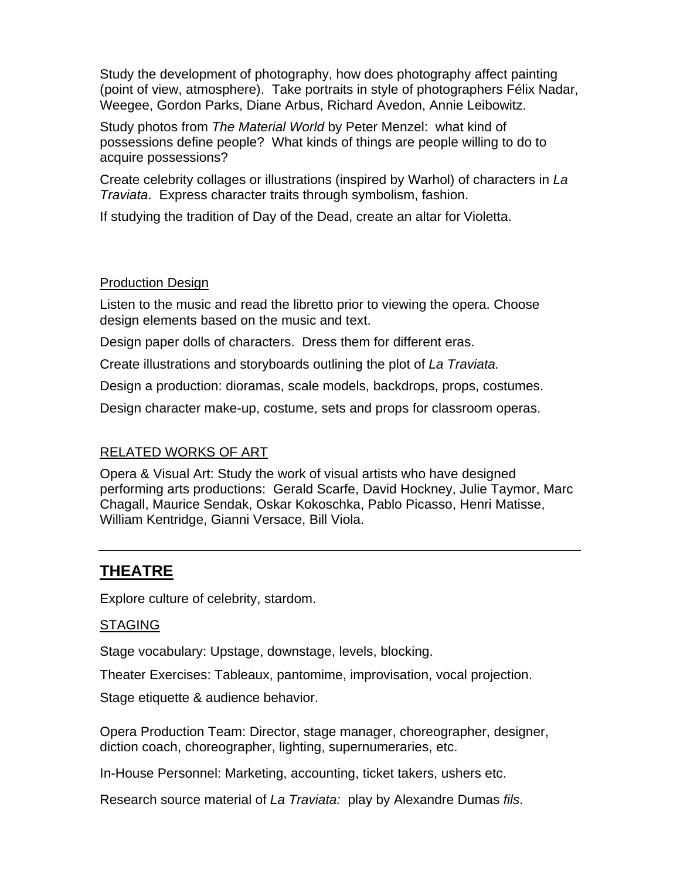Study the development of photography, how does photography affect painting (point of view, atmosphere). Take portraits in style of photographers Félix Nadar, Weegee, Gordon Parks, Diane Arbus, Richard Avedon, Annie Leibowitz.

Study photos from *The Material World* by Peter Menzel: what kind of possessions define people? What kinds of things are people willing to do to acquire possessions?

Create celebrity collages or illustrations (inspired by Warhol) of characters in *La Traviata*. Express character traits through symbolism, fashion.

If studying the tradition of Day of the Dead, create an altar for Violetta.

<u>Production Design</u>

Listen to the music and read the libretto prior to viewing the opera. Choose design elements based on the music and text.

Design paper dolls of characters. Dress them for different eras.

Create illustrations and storyboards outlining the plot of *La Traviata.*

Design a production: dioramas, scale models, backdrops, props, costumes.

Design character make-up, costume, sets and props for classroom operas.

<u>RELATED WORKS OF ART</u>

Opera & Visual Art: Study the work of visual artists who have designed performing arts productions: Gerald Scarfe, David Hockney, Julie Taymor, Marc Chagall, Maurice Sendak, Oskar Kokoschka, Pablo Picasso, Henri Matisse, William Kentridge, Gianni Versace, Bill Viola.

---

## THEATRE

Explore culture of celebrity, stardom.

<u>STAGING</u>

Stage vocabulary: Upstage, downstage, levels, blocking.

Theater Exercises: Tableaux, pantomime, improvisation, vocal projection.

Stage etiquette & audience behavior.

Opera Production Team: Director, stage manager, choreographer, designer, diction coach, choreographer, lighting, supernumeraries, etc.

In-House Personnel: Marketing, accounting, ticket takers, ushers etc.

Research source material of *La Traviata:* play by Alexandre Dumas *fils*.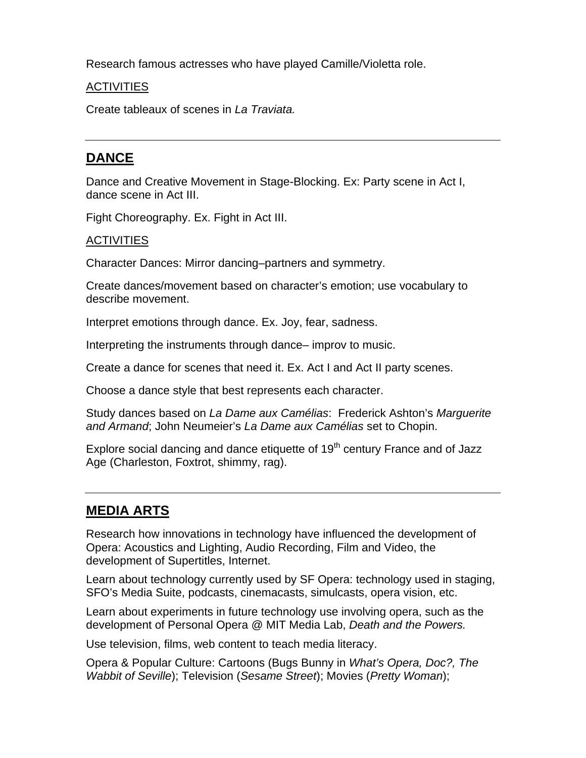Research famous actresses who have played Camille/Violetta role.

ACTIVITIES

Create tableaux of scenes in *La Traviata.*

---

## DANCE

Dance and Creative Movement in Stage-Blocking. Ex: Party scene in Act I, dance scene in Act III.

Fight Choreography. Ex. Fight in Act III.

ACTIVITIES

Character Dances: Mirror dancing–partners and symmetry.

Create dances/movement based on character's emotion; use vocabulary to describe movement.

Interpret emotions through dance. Ex. Joy, fear, sadness.

Interpreting the instruments through dance– improv to music.

Create a dance for scenes that need it. Ex. Act I and Act II party scenes.

Choose a dance style that best represents each character.

Study dances based on *La Dame aux Camélias*: Frederick Ashton's *Marguerite and Armand*; John Neumeier's *La Dame aux Camélias* set to Chopin.

Explore social dancing and dance etiquette of 19th century France and of Jazz Age (Charleston, Foxtrot, shimmy, rag).

---

## MEDIA ARTS

Research how innovations in technology have influenced the development of Opera: Acoustics and Lighting, Audio Recording, Film and Video, the development of Supertitles, Internet.

Learn about technology currently used by SF Opera: technology used in staging, SFO's Media Suite, podcasts, cinemacasts, simulcasts, opera vision, etc.

Learn about experiments in future technology use involving opera, such as the development of Personal Opera @ MIT Media Lab, *Death and the Powers.*

Use television, films, web content to teach media literacy.

Opera & Popular Culture: Cartoons (Bugs Bunny in *What's Opera, Doc?, The Wabbit of Seville*); Television (*Sesame Street*); Movies (*Pretty Woman*);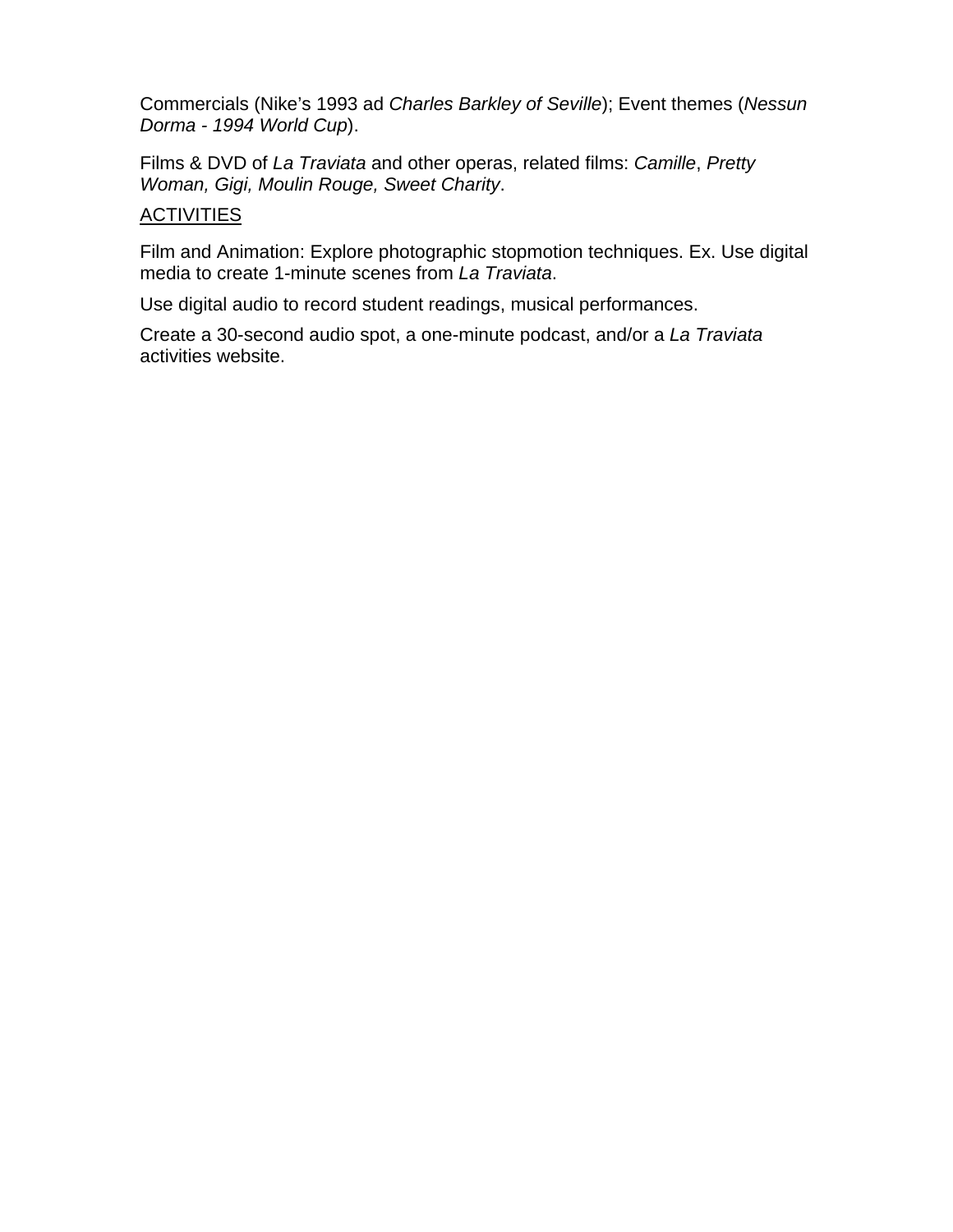Commercials (Nike's 1993 ad *Charles Barkley of Seville*); Event themes (*Nessun Dorma - 1994 World Cup*).

Films & DVD of *La Traviata* and other operas, related films: *Camille*, *Pretty Woman, Gigi, Moulin Rouge, Sweet Charity*.

<u>ACTIVITIES</u>

Film and Animation: Explore photographic stopmotion techniques. Ex. Use digital media to create 1-minute scenes from *La Traviata*.

Use digital audio to record student readings, musical performances.

Create a 30-second audio spot, a one-minute podcast, and/or a *La Traviata* activities website.